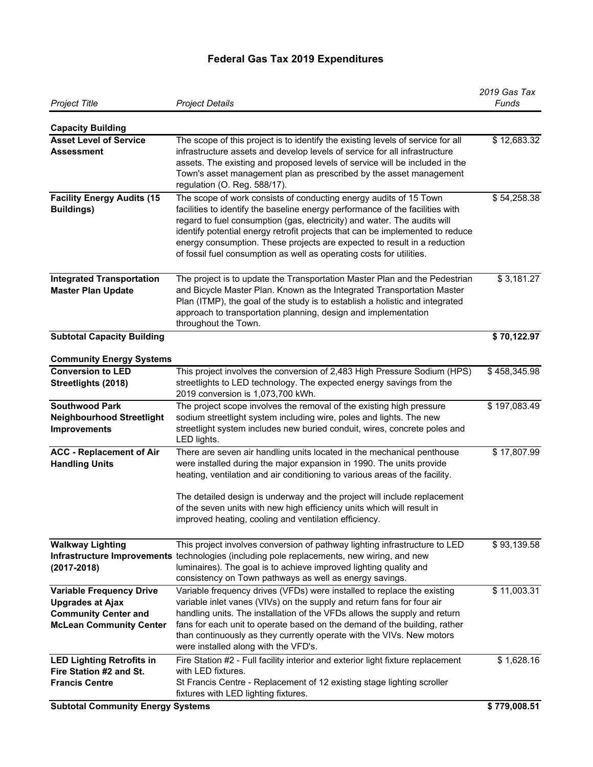# Federal Gas Tax 2019 Expenditures

| *Project Title* | *Project Details* | *2019 Gas Tax Funds* |
|---|---|---|
| **Capacity Building** | | |
| **Asset Level of Service Assessment** | The scope of this project is to identify the existing levels of service for all infrastructure assets and develop levels of service for all infrastructure assets. The existing and proposed levels of service will be included in the Town's asset management plan as prescribed by the asset management regulation (O. Reg. 588/17). | $ 12,683.32 |
| **Facility Energy Audits (15 Buildings)** | The scope of work consists of conducting energy audits of 15 Town facilities to identify the baseline energy performance of the facilities with regard to fuel consumption (gas, electricity) and water. The audits will identify potential energy retrofit projects that can be implemented to reduce energy consumption. These projects are expected to result in a reduction of fossil fuel consumption as well as operating costs for utilities. | $ 54,258.38 |
| **Integrated Transportation Master Plan Update** | The project is to update the Transportation Master Plan and the Pedestrian and Bicycle Master Plan. Known as the Integrated Transportation Master Plan (ITMP), the goal of the study is to establish a holistic and integrated approach to transportation planning, design and implementation throughout the Town. | $ 3,181.27 |
| **Subtotal Capacity Building** | | **$ 70,122.97** |
| **Community Energy Systems** | | |
| **Conversion to LED Streetlights (2018)** | This project involves the conversion of 2,483 High Pressure Sodium (HPS) streetlights to LED technology. The expected energy savings from the 2019 conversion is 1,073,700 kWh. | $ 458,345.98 |
| **Southwood Park Neighbourhood Streetlight Improvements** | The project scope involves the removal of the existing high pressure sodium streetlight system including wire, poles and lights. The new streetlight system includes new buried conduit, wires, concrete poles and LED lights. | $ 197,083.49 |
| **ACC - Replacement of Air Handling Units** | There are seven air handling units located in the mechanical penthouse were installed during the major expansion in 1990. The units provide heating, ventilation and air conditioning to various areas of the facility.<br><br>The detailed design is underway and the project will include replacement of the seven units with new high efficiency units which will result in improved heating, cooling and ventilation efficiency. | $ 17,807.99 |
| **Walkway Lighting Infrastructure Improvements (2017-2018)** | This project involves conversion of pathway lighting infrastructure to LED technologies (including pole replacements, new wiring, and new luminaires). The goal is to achieve improved lighting quality and consistency on Town pathways as well as energy savings. | $ 93,139.58 |
| **Variable Frequency Drive Upgrades at Ajax Community Center and McLean Community Center** | Variable frequency drives (VFDs) were installed to replace the existing variable inlet vanes (VIVs) on the supply and return fans for four air handling units. The installation of the VFDs allows the supply and return fans for each unit to operate based on the demand of the building, rather than continuously as they currently operate with the VIVs. New motors were installed along with the VFD's. | $ 11,003.31 |
| **LED Lighting Retrofits in Fire Station #2 and St. Francis Centre** | Fire Station #2 - Full facility interior and exterior light fixture replacement with LED fixtures.<br>St Francis Centre - Replacement of 12 existing stage lighting scroller fixtures with LED lighting fixtures. | $ 1,628.16 |
| **Subtotal Community Energy Systems** | | **$ 779,008.51** |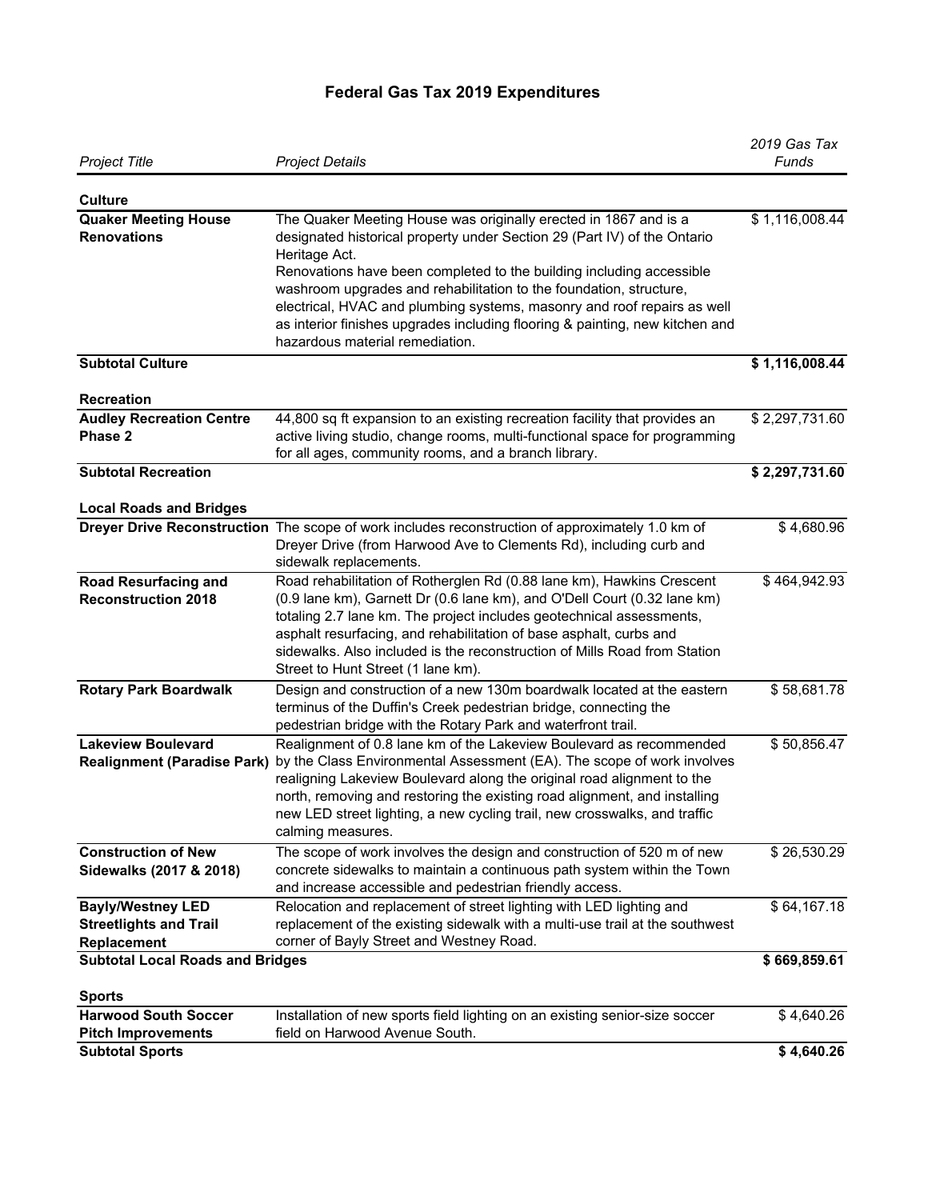# Federal Gas Tax 2019 Expenditures

| *Project Title* | *Project Details* | *2019 Gas Tax Funds* |
|---|---|---|
| **Culture** | | |
| **Quaker Meeting House Renovations** | The Quaker Meeting House was originally erected in 1867 and is a designated historical property under Section 29 (Part IV) of the Ontario Heritage Act.<br>Renovations have been completed to the building including accessible washroom upgrades and rehabilitation to the foundation, structure, electrical, HVAC and plumbing systems, masonry and roof repairs as well as interior finishes upgrades including flooring & painting, new kitchen and hazardous material remediation. | $ 1,116,008.44 |
| **Subtotal Culture** | | **$ 1,116,008.44** |
| **Recreation** | | |
| **Audley Recreation Centre Phase 2** | 44,800 sq ft expansion to an existing recreation facility that provides an active living studio, change rooms, multi-functional space for programming for all ages, community rooms, and a branch library. | $ 2,297,731.60 |
| **Subtotal Recreation** | | **$ 2,297,731.60** |
| **Local Roads and Bridges** | | |
| **Dreyer Drive Reconstruction** | The scope of work includes reconstruction of approximately 1.0 km of Dreyer Drive (from Harwood Ave to Clements Rd), including curb and sidewalk replacements. | $ 4,680.96 |
| **Road Resurfacing and Reconstruction 2018** | Road rehabilitation of Rotherglen Rd (0.88 lane km), Hawkins Crescent (0.9 lane km), Garnett Dr (0.6 lane km), and O'Dell Court (0.32 lane km) totaling 2.7 lane km. The project includes geotechnical assessments, asphalt resurfacing, and rehabilitation of base asphalt, curbs and sidewalks. Also included is the reconstruction of Mills Road from Station Street to Hunt Street (1 lane km). | $ 464,942.93 |
| **Rotary Park Boardwalk** | Design and construction of a new 130m boardwalk located at the eastern terminus of the Duffin's Creek pedestrian bridge, connecting the pedestrian bridge with the Rotary Park and waterfront trail. | $ 58,681.78 |
| **Lakeview Boulevard Realignment (Paradise Park)** | Realignment of 0.8 lane km of the Lakeview Boulevard as recommended by the Class Environmental Assessment (EA). The scope of work involves realigning Lakeview Boulevard along the original road alignment to the north, removing and restoring the existing road alignment, and installing new LED street lighting, a new cycling trail, new crosswalks, and traffic calming measures. | $ 50,856.47 |
| **Construction of New Sidewalks (2017 & 2018)** | The scope of work involves the design and construction of 520 m of new concrete sidewalks to maintain a continuous path system within the Town and increase accessible and pedestrian friendly access. | $ 26,530.29 |
| **Bayly/Westney LED Streetlights and Trail Replacement** | Relocation and replacement of street lighting with LED lighting and replacement of the existing sidewalk with a multi-use trail at the southwest corner of Bayly Street and Westney Road. | $ 64,167.18 |
| **Subtotal Local Roads and Bridges** | | **$ 669,859.61** |
| **Sports** | | |
| **Harwood South Soccer Pitch Improvements** | Installation of new sports field lighting on an existing senior-size soccer field on Harwood Avenue South. | $ 4,640.26 |
| **Subtotal Sports** | | **$ 4,640.26** |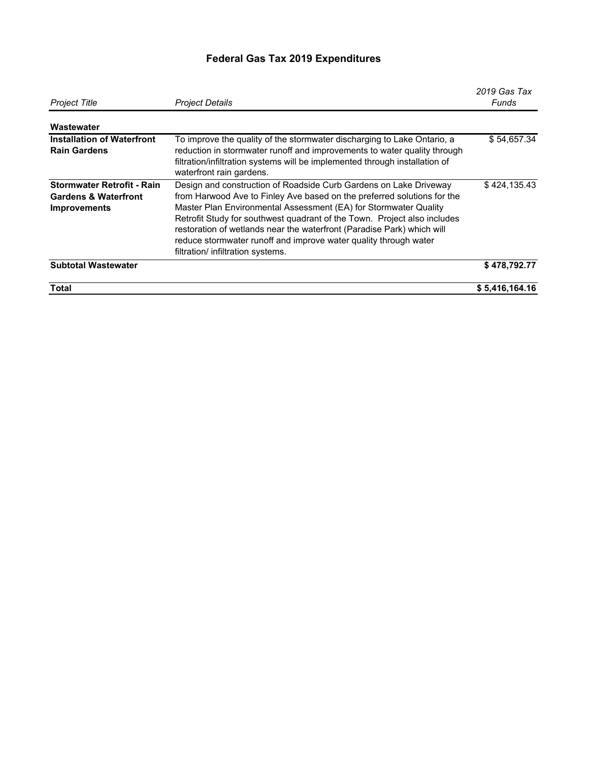# Federal Gas Tax 2019 Expenditures

| *Project Title* | *Project Details* | *2019 Gas Tax Funds* |
|---|---|---|
| **Wastewater** | | |
| **Installation of Waterfront Rain Gardens** | To improve the quality of the stormwater discharging to Lake Ontario, a reduction in stormwater runoff and improvements to water quality through filtration/infiltration systems will be implemented through installation of waterfront rain gardens. | $ 54,657.34 |
| **Stormwater Retrofit - Rain Gardens & Waterfront Improvements** | Design and construction of Roadside Curb Gardens on Lake Driveway from Harwood Ave to Finley Ave based on the preferred solutions for the Master Plan Environmental Assessment (EA) for Stormwater Quality Retrofit Study for southwest quadrant of the Town. Project also includes restoration of wetlands near the waterfront (Paradise Park) which will reduce stormwater runoff and improve water quality through water filtration/ infiltration systems. | $ 424,135.43 |
| **Subtotal Wastewater** | | **$ 478,792.77** |
| **Total** | | **$ 5,416,164.16** |